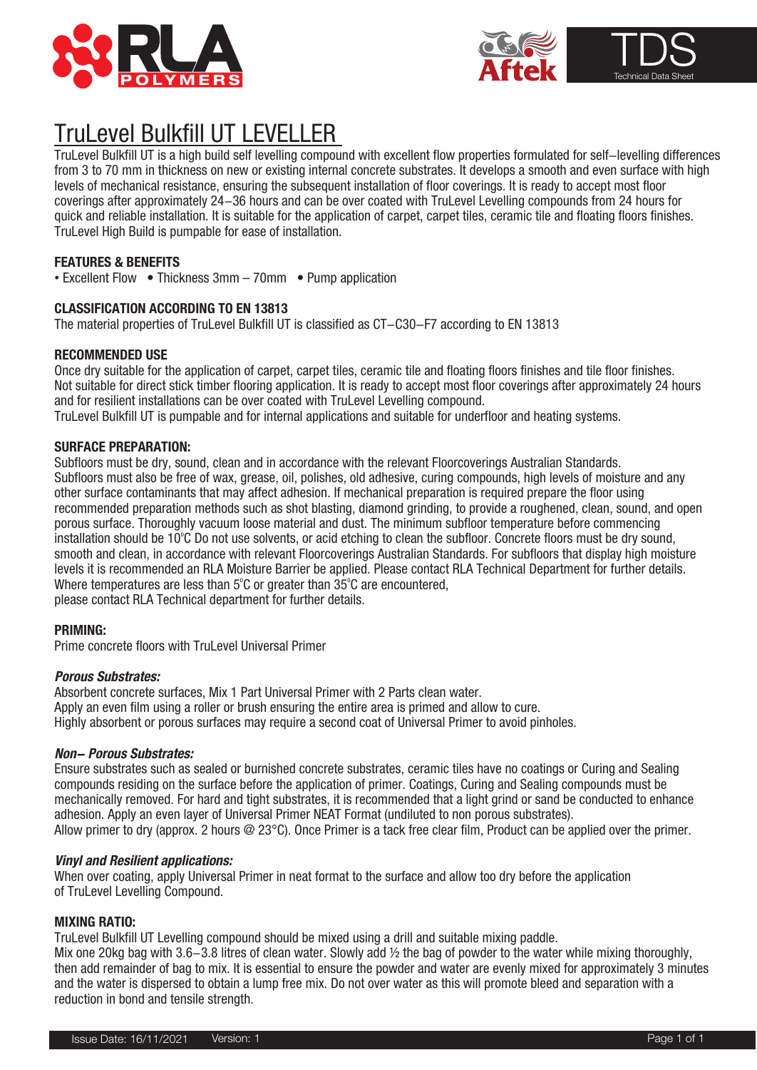# TruLevel Bulkfill UT LEVELLER

TruLevel Bulkfill UT is a high build self levelling compound with excellent flow properties formulated for self–levelling differences from 3 to 70 mm in thickness on new or existing internal concrete substrates. It develops a smooth and even surface with high levels of mechanical resistance, ensuring the subsequent installation of floor coverings. It is ready to accept most floor coverings after approximately 24–36 hours and can be over coated with TruLevel Levelling compounds from 24 hours for quick and reliable installation. It is suitable for the application of carpet, carpet tiles, ceramic tile and floating floors finishes. TruLevel High Build is pumpable for ease of installation.

### FEATURES & BENEFITS

- Excellent Flow
- Thickness 3mm – 70mm
- Pump application

### CLASSIFICATION ACCORDING TO EN 13813

The material properties of TruLevel Bulkfill UT is classified as CT–C30–F7 according to EN 13813

### RECOMMENDED USE

Once dry suitable for the application of carpet, carpet tiles, ceramic tile and floating floors finishes and tile floor finishes. Not suitable for direct stick timber flooring application. It is ready to accept most floor coverings after approximately 24 hours and for resilient installations can be over coated with TruLevel Levelling compound.
TruLevel Bulkfill UT is pumpable and for internal applications and suitable for underfloor and heating systems.

### SURFACE PREPARATION:

Subfloors must be dry, sound, clean and in accordance with the relevant Floorcoverings Australian Standards. Subfloors must also be free of wax, grease, oil, polishes, old adhesive, curing compounds, high levels of moisture and any other surface contaminants that may affect adhesion. If mechanical preparation is required prepare the floor using recommended preparation methods such as shot blasting, diamond grinding, to provide a roughened, clean, sound, and open porous surface. Thoroughly vacuum loose material and dust. The minimum subfloor temperature before commencing installation should be 10°C Do not use solvents, or acid etching to clean the subfloor. Concrete floors must be dry sound, smooth and clean, in accordance with relevant Floorcoverings Australian Standards. For subfloors that display high moisture levels it is recommended an RLA Moisture Barrier be applied. Please contact RLA Technical Department for further details. Where temperatures are less than 5°C or greater than 35°C are encountered,
please contact RLA Technical department for further details.

### PRIMING:

Prime concrete floors with TruLevel Universal Primer

#### *Porous Substrates:*

Absorbent concrete surfaces, Mix 1 Part Universal Primer with 2 Parts clean water.
Apply an even film using a roller or brush ensuring the entire area is primed and allow to cure.
Highly absorbent or porous surfaces may require a second coat of Universal Primer to avoid pinholes.

#### *Non– Porous Substrates:*

Ensure substrates such as sealed or burnished concrete substrates, ceramic tiles have no coatings or Curing and Sealing compounds residing on the surface before the application of primer. Coatings, Curing and Sealing compounds must be mechanically removed. For hard and tight substrates, it is recommended that a light grind or sand be conducted to enhance adhesion. Apply an even layer of Universal Primer NEAT Format (undiluted to non porous substrates).
Allow primer to dry (approx. 2 hours @ 23°C). Once Primer is a tack free clear film, Product can be applied over the primer.

#### *Vinyl and Resilient applications:*

When over coating, apply Universal Primer in neat format to the surface and allow too dry before the application of TruLevel Levelling Compound.

### MIXING RATIO:

TruLevel Bulkfill UT Levelling compound should be mixed using a drill and suitable mixing paddle.
Mix one 20kg bag with 3.6–3.8 litres of clean water. Slowly add ½ the bag of powder to the water while mixing thoroughly, then add remainder of bag to mix. It is essential to ensure the powder and water are evenly mixed for approximately 3 minutes and the water is dispersed to obtain a lump free mix. Do not over water as this will promote bleed and separation with a reduction in bond and tensile strength.

Issue Date: 16/11/2021 Version: 1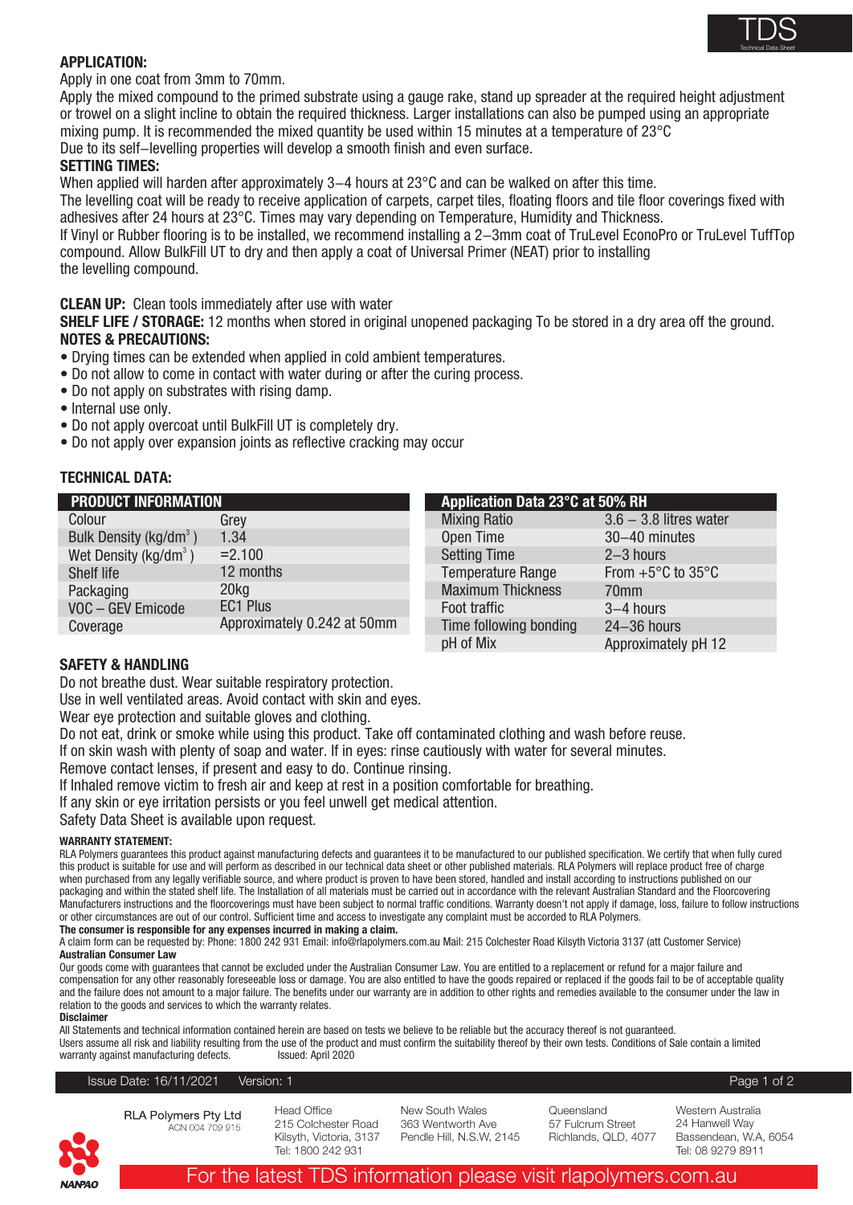**APPLICATION:**

Apply in one coat from 3mm to 70mm.

Apply the mixed compound to the primed substrate using a gauge rake, stand up spreader at the required height adjustment or trowel on a slight incline to obtain the required thickness. Larger installations can also be pumped using an appropriate mixing pump. It is recommended the mixed quantity be used within 15 minutes at a temperature of 23°C

Due to its self–levelling properties will develop a smooth finish and even surface.

**SETTING TIMES:**

When applied will harden after approximately 3–4 hours at 23°C and can be walked on after this time.

The levelling coat will be ready to receive application of carpets, carpet tiles, floating floors and tile floor coverings fixed with adhesives after 24 hours at 23°C. Times may vary depending on Temperature, Humidity and Thickness.

If Vinyl or Rubber flooring is to be installed, we recommend installing a 2–3mm coat of TruLevel EconoPro or TruLevel TuffTop compound. Allow BulkFill UT to dry and then apply a coat of Universal Primer (NEAT) prior to installing the levelling compound.

**CLEAN UP:** Clean tools immediately after use with water

**SHELF LIFE / STORAGE:** 12 months when stored in original unopened packaging To be stored in a dry area off the ground.

**NOTES & PRECAUTIONS:**

- Drying times can be extended when applied in cold ambient temperatures.
- Do not allow to come in contact with water during or after the curing process.
- Do not apply on substrates with rising damp.
- Internal use only.
- Do not apply overcoat until BulkFill UT is completely dry.
- Do not apply over expansion joints as reflective cracking may occur

**TECHNICAL DATA:**

| PRODUCT INFORMATION | |
|---|---|
| Colour | Grey |
| Bulk Density (kg/dm$^3$) | 1.34 |
| Wet Density (kg/dm$^3$) | =2.100 |
| Shelf life | 12 months |
| Packaging | 20kg |
| VOC – GEV Emicode | EC1 Plus |
| Coverage | Approximately 0.242 at 50mm |

| Application Data 23°C at 50% RH | |
|---|---|
| Mixing Ratio | 3.6 – 3.8 litres water |
| Open Time | 30–40 minutes |
| Setting Time | 2–3 hours |
| Temperature Range | From +5°C to 35°C |
| Maximum Thickness | 70mm |
| Foot traffic | 3–4 hours |
| Time following bonding | 24–36 hours |
| pH of Mix | Approximately pH 12 |

**SAFETY & HANDLING**

Do not breathe dust. Wear suitable respiratory protection.

Use in well ventilated areas. Avoid contact with skin and eyes.

Wear eye protection and suitable gloves and clothing.

Do not eat, drink or smoke while using this product. Take off contaminated clothing and wash before reuse.

If on skin wash with plenty of soap and water. If in eyes: rinse cautiously with water for several minutes.

Remove contact lenses, if present and easy to do. Continue rinsing.

If Inhaled remove victim to fresh air and keep at rest in a position comfortable for breathing.

If any skin or eye irritation persists or you feel unwell get medical attention.

Safety Data Sheet is available upon request.

**WARRANTY STATEMENT:**

RLA Polymers guarantees this product against manufacturing defects and guarantees it to be manufactured to our published specification. We certify that when fully cured this product is suitable for use and will perform as described in our technical data sheet or other published materials. RLA Polymers will replace product free of charge when purchased from any legally verifiable source, and where product is proven to have been stored, handled and install according to instructions published on our packaging and within the stated shelf life. The Installation of all materials must be carried out in accordance with the relevant Australian Standard and the Floorcovering Manufacturers instructions and the floorcoverings must have been subject to normal traffic conditions. Warranty doesn't not apply if damage, loss, failure to follow instructions or other circumstances are out of our control. Sufficient time and access to investigate any complaint must be accorded to RLA Polymers.

**The consumer is responsible for any expenses incurred in making a claim.**

A claim form can be requested by: Phone: 1800 242 931 Email: info@rlapolymers.com.au Mail: 215 Colchester Road Kilsyth Victoria 3137 (att Customer Service)

**Australian Consumer Law**

Our goods come with guarantees that cannot be excluded under the Australian Consumer Law. You are entitled to a replacement or refund for a major failure and compensation for any other reasonably foreseeable loss or damage. You are also entitled to have the goods repaired or replaced if the goods fail to be of acceptable quality and the failure does not amount to a major failure. The benefits under our warranty are in addition to other rights and remedies available to the consumer under the law in relation to the goods and services to which the warranty relates.

**Disclaimer**

All Statements and technical information contained herein are based on tests we believe to be reliable but the accuracy thereof is not guaranteed.

Users assume all risk and liability resulting from the use of the product and must confirm the suitability thereof by their own tests. Conditions of Sale contain a limited warranty against manufacturing defects. Issued: April 2020

Issue Date: 16/11/2021 Version: 1

RLA Polymers Pty Ltd ACN 004 709 915

Head Office 215 Colchester Road Kilsyth, Victoria, 3137 Tel: 1800 242 931

New South Wales 363 Wentworth Ave Pendle Hill, N.S.W, 2145

Queensland 57 Fulcrum Street Richlands, QLD, 4077

Western Australia 24 Hanwell Way Bassendean, W.A, 6054 Tel: 08 9279 8911

For the latest TDS information please visit rlapolymers.com.au